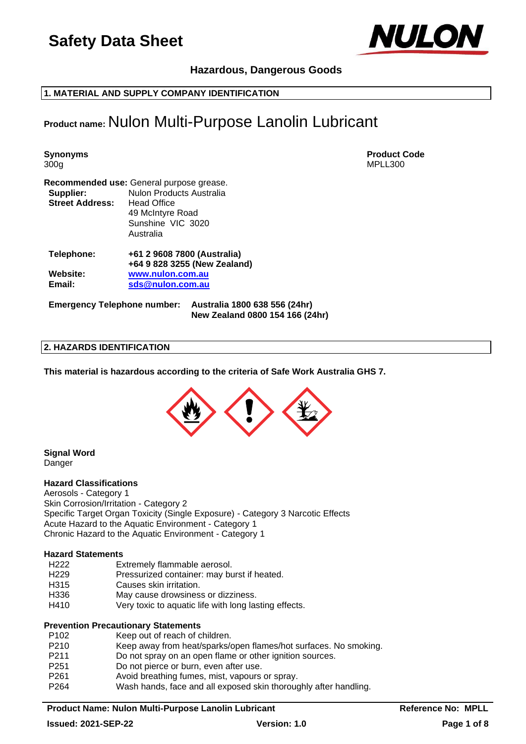# Safety Data Sheet

### Hazardous, Dangerous Goods

## 1. MATERIAL AND SUPPLY COMPANY IDENTIFICATION

**Product name:** Nulon Multi-Purpose Lanolin Lubricant

**Synonyms**
300g

**Product Code**
MPLL300

**Recommended use:** General purpose grease.

**Supplier:** Nulon Products Australia

**Street Address:** Head Office
49 McIntyre Road
Sunshine VIC 3020
Australia

**Telephone:** **+61 2 9608 7800 (Australia)**
**+64 9 828 3255 (New Zealand)**

**Website:** **www.nulon.com.au**

**Email:** **sds@nulon.com.au**

**Emergency Telephone number:** **Australia 1800 638 556 (24hr)**
**New Zealand 0800 154 166 (24hr)**

## 2. HAZARDS IDENTIFICATION

**This material is hazardous according to the criteria of Safe Work Australia GHS 7.**

**Signal Word**
Danger

**Hazard Classifications**
Aerosols - Category 1
Skin Corrosion/Irritation - Category 2
Specific Target Organ Toxicity (Single Exposure) - Category 3 Narcotic Effects
Acute Hazard to the Aquatic Environment - Category 1
Chronic Hazard to the Aquatic Environment - Category 1

**Hazard Statements**

| | |
|---|---|
| H222 | Extremely flammable aerosol. |
| H229 | Pressurized container: may burst if heated. |
| H315 | Causes skin irritation. |
| H336 | May cause drowsiness or dizziness. |
| H410 | Very toxic to aquatic life with long lasting effects. |

**Prevention Precautionary Statements**

| | |
|---|---|
| P102 | Keep out of reach of children. |
| P210 | Keep away from heat/sparks/open flames/hot surfaces. No smoking. |
| P211 | Do not spray on an open flame or other ignition sources. |
| P251 | Do not pierce or burn, even after use. |
| P261 | Avoid breathing fumes, mist, vapours or spray. |
| P264 | Wash hands, face and all exposed skin thoroughly after handling. |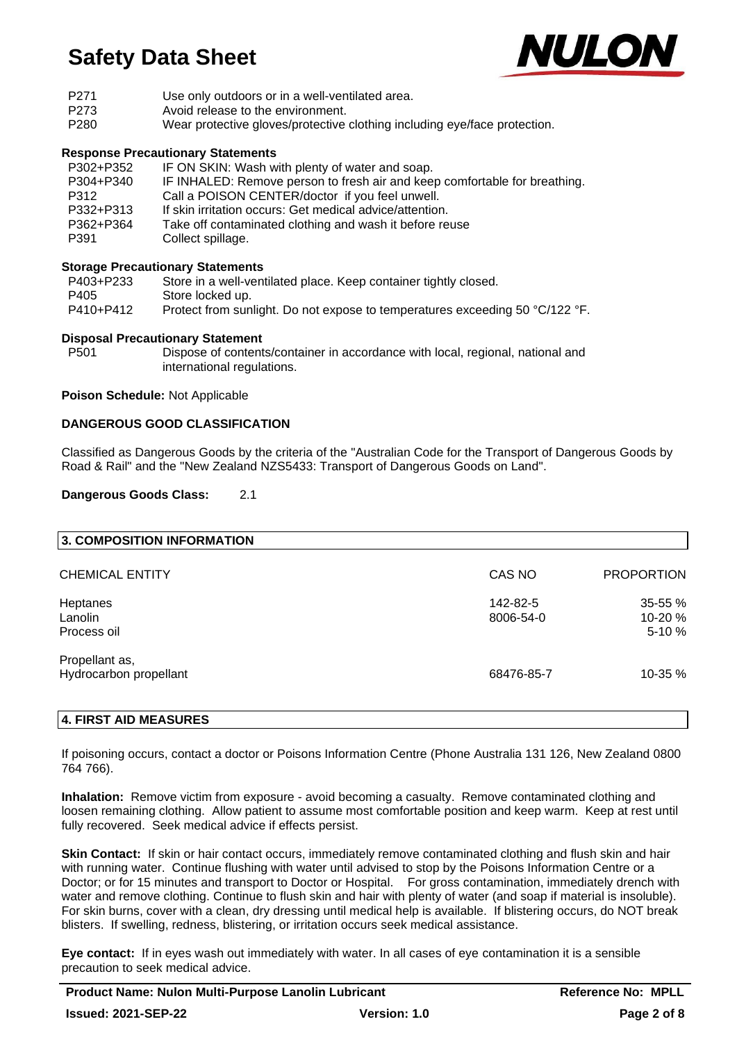| | |
|---|---|
| P271 | Use only outdoors or in a well-ventilated area. |
| P273 | Avoid release to the environment. |
| P280 | Wear protective gloves/protective clothing including eye/face protection. |

**Response Precautionary Statements**

| | |
|---|---|
| P302+P352 | IF ON SKIN: Wash with plenty of water and soap. |
| P304+P340 | IF INHALED: Remove person to fresh air and keep comfortable for breathing. |
| P312 | Call a POISON CENTER/doctor if you feel unwell. |
| P332+P313 | If skin irritation occurs: Get medical advice/attention. |
| P362+P364 | Take off contaminated clothing and wash it before reuse |
| P391 | Collect spillage. |

**Storage Precautionary Statements**

| | |
|---|---|
| P403+P233 | Store in a well-ventilated place. Keep container tightly closed. |
| P405 | Store locked up. |
| P410+P412 | Protect from sunlight. Do not expose to temperatures exceeding 50 °C/122 °F. |

**Disposal Precautionary Statement**

| | |
|---|---|
| P501 | Dispose of contents/container in accordance with local, regional, national and international regulations. |

**Poison Schedule:** Not Applicable

**DANGEROUS GOOD CLASSIFICATION**

Classified as Dangerous Goods by the criteria of the "Australian Code for the Transport of Dangerous Goods by Road & Rail" and the "New Zealand NZS5433: Transport of Dangerous Goods on Land".

**Dangerous Goods Class:** 2.1

## 3. COMPOSITION INFORMATION

| CHEMICAL ENTITY | CAS NO | PROPORTION |
|---|---|---|
| Heptanes | 142-82-5 | 35-55 % |
| Lanolin | 8006-54-0 | 10-20 % |
| Process oil | | 5-10 % |
| Propellant as, Hydrocarbon propellant | 68476-85-7 | 10-35 % |

## 4. FIRST AID MEASURES

If poisoning occurs, contact a doctor or Poisons Information Centre (Phone Australia 131 126, New Zealand 0800 764 766).

**Inhalation:** Remove victim from exposure - avoid becoming a casualty. Remove contaminated clothing and loosen remaining clothing. Allow patient to assume most comfortable position and keep warm. Keep at rest until fully recovered. Seek medical advice if effects persist.

**Skin Contact:** If skin or hair contact occurs, immediately remove contaminated clothing and flush skin and hair with running water. Continue flushing with water until advised to stop by the Poisons Information Centre or a Doctor; or for 15 minutes and transport to Doctor or Hospital. For gross contamination, immediately drench with water and remove clothing. Continue to flush skin and hair with plenty of water (and soap if material is insoluble). For skin burns, cover with a clean, dry dressing until medical help is available. If blistering occurs, do NOT break blisters. If swelling, redness, blistering, or irritation occurs seek medical assistance.

**Eye contact:** If in eyes wash out immediately with water. In all cases of eye contamination it is a sensible precaution to seek medical advice.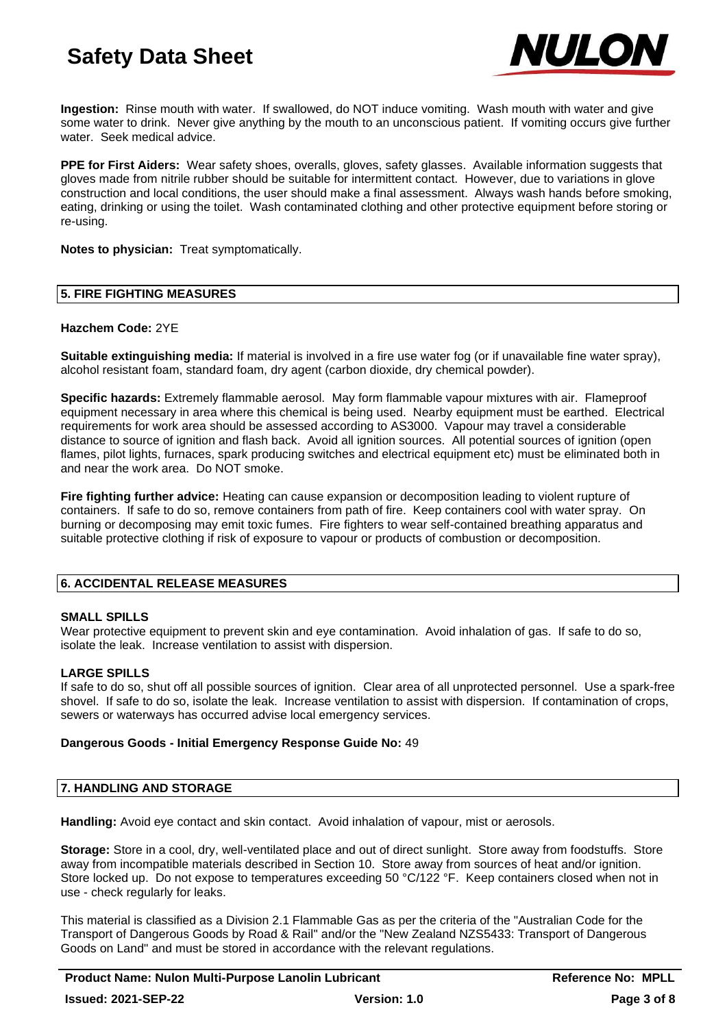**Ingestion:** Rinse mouth with water. If swallowed, do NOT induce vomiting. Wash mouth with water and give some water to drink. Never give anything by the mouth to an unconscious patient. If vomiting occurs give further water. Seek medical advice.

**PPE for First Aiders:** Wear safety shoes, overalls, gloves, safety glasses. Available information suggests that gloves made from nitrile rubber should be suitable for intermittent contact. However, due to variations in glove construction and local conditions, the user should make a final assessment. Always wash hands before smoking, eating, drinking or using the toilet. Wash contaminated clothing and other protective equipment before storing or re-using.

**Notes to physician:** Treat symptomatically.

## 5. FIRE FIGHTING MEASURES

**Hazchem Code:** 2YE

**Suitable extinguishing media:** If material is involved in a fire use water fog (or if unavailable fine water spray), alcohol resistant foam, standard foam, dry agent (carbon dioxide, dry chemical powder).

**Specific hazards:** Extremely flammable aerosol. May form flammable vapour mixtures with air. Flameproof equipment necessary in area where this chemical is being used. Nearby equipment must be earthed. Electrical requirements for work area should be assessed according to AS3000. Vapour may travel a considerable distance to source of ignition and flash back. Avoid all ignition sources. All potential sources of ignition (open flames, pilot lights, furnaces, spark producing switches and electrical equipment etc) must be eliminated both in and near the work area. Do NOT smoke.

**Fire fighting further advice:** Heating can cause expansion or decomposition leading to violent rupture of containers. If safe to do so, remove containers from path of fire. Keep containers cool with water spray. On burning or decomposing may emit toxic fumes. Fire fighters to wear self-contained breathing apparatus and suitable protective clothing if risk of exposure to vapour or products of combustion or decomposition.

## 6. ACCIDENTAL RELEASE MEASURES

**SMALL SPILLS**
Wear protective equipment to prevent skin and eye contamination. Avoid inhalation of gas. If safe to do so, isolate the leak. Increase ventilation to assist with dispersion.

**LARGE SPILLS**
If safe to do so, shut off all possible sources of ignition. Clear area of all unprotected personnel. Use a spark-free shovel. If safe to do so, isolate the leak. Increase ventilation to assist with dispersion. If contamination of crops, sewers or waterways has occurred advise local emergency services.

**Dangerous Goods - Initial Emergency Response Guide No:** 49

## 7. HANDLING AND STORAGE

**Handling:** Avoid eye contact and skin contact. Avoid inhalation of vapour, mist or aerosols.

**Storage:** Store in a cool, dry, well-ventilated place and out of direct sunlight. Store away from foodstuffs. Store away from incompatible materials described in Section 10. Store away from sources of heat and/or ignition. Store locked up. Do not expose to temperatures exceeding 50 °C/122 °F. Keep containers closed when not in use - check regularly for leaks.

This material is classified as a Division 2.1 Flammable Gas as per the criteria of the "Australian Code for the Transport of Dangerous Goods by Road & Rail" and/or the "New Zealand NZS5433: Transport of Dangerous Goods on Land" and must be stored in accordance with the relevant regulations.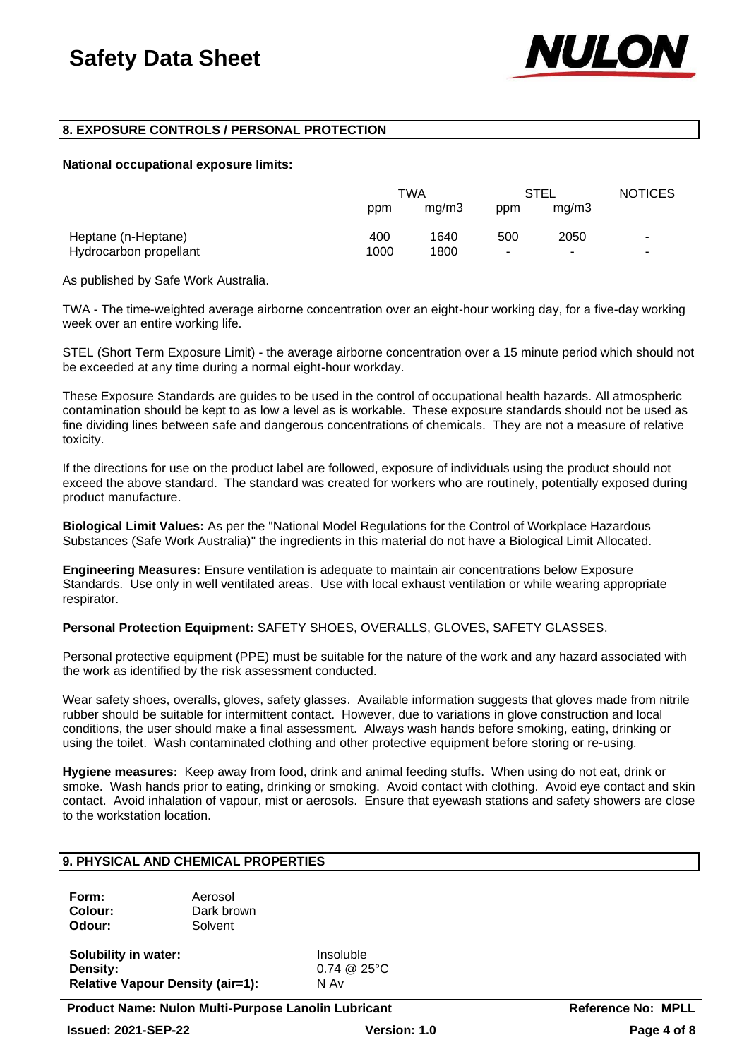## 8. EXPOSURE CONTROLS / PERSONAL PROTECTION

**National occupational exposure limits:**

| | TWA | | STEL | | NOTICES |
|---|---|---|---|---|---|
| | ppm | mg/m3 | ppm | mg/m3 | |
| Heptane (n-Heptane) | 400 | 1640 | 500 | 2050 | - |
| Hydrocarbon propellant | 1000 | 1800 | - | - | - |

As published by Safe Work Australia.

TWA - The time-weighted average airborne concentration over an eight-hour working day, for a five-day working week over an entire working life.

STEL (Short Term Exposure Limit) - the average airborne concentration over a 15 minute period which should not be exceeded at any time during a normal eight-hour workday.

These Exposure Standards are guides to be used in the control of occupational health hazards. All atmospheric contamination should be kept to as low a level as is workable. These exposure standards should not be used as fine dividing lines between safe and dangerous concentrations of chemicals. They are not a measure of relative toxicity.

If the directions for use on the product label are followed, exposure of individuals using the product should not exceed the above standard. The standard was created for workers who are routinely, potentially exposed during product manufacture.

**Biological Limit Values:** As per the "National Model Regulations for the Control of Workplace Hazardous Substances (Safe Work Australia)" the ingredients in this material do not have a Biological Limit Allocated.

**Engineering Measures:** Ensure ventilation is adequate to maintain air concentrations below Exposure Standards. Use only in well ventilated areas. Use with local exhaust ventilation or while wearing appropriate respirator.

**Personal Protection Equipment:** SAFETY SHOES, OVERALLS, GLOVES, SAFETY GLASSES.

Personal protective equipment (PPE) must be suitable for the nature of the work and any hazard associated with the work as identified by the risk assessment conducted.

Wear safety shoes, overalls, gloves, safety glasses. Available information suggests that gloves made from nitrile rubber should be suitable for intermittent contact. However, due to variations in glove construction and local conditions, the user should make a final assessment. Always wash hands before smoking, eating, drinking or using the toilet. Wash contaminated clothing and other protective equipment before storing or re-using.

**Hygiene measures:** Keep away from food, drink and animal feeding stuffs. When using do not eat, drink or smoke. Wash hands prior to eating, drinking or smoking. Avoid contact with clothing. Avoid eye contact and skin contact. Avoid inhalation of vapour, mist or aerosols. Ensure that eyewash stations and safety showers are close to the workstation location.

## 9. PHYSICAL AND CHEMICAL PROPERTIES

**Form:** Aerosol
**Colour:** Dark brown
**Odour:** Solvent

**Solubility in water:** Insoluble
**Density:** 0.74 @ 25°C
**Relative Vapour Density (air=1):** N Av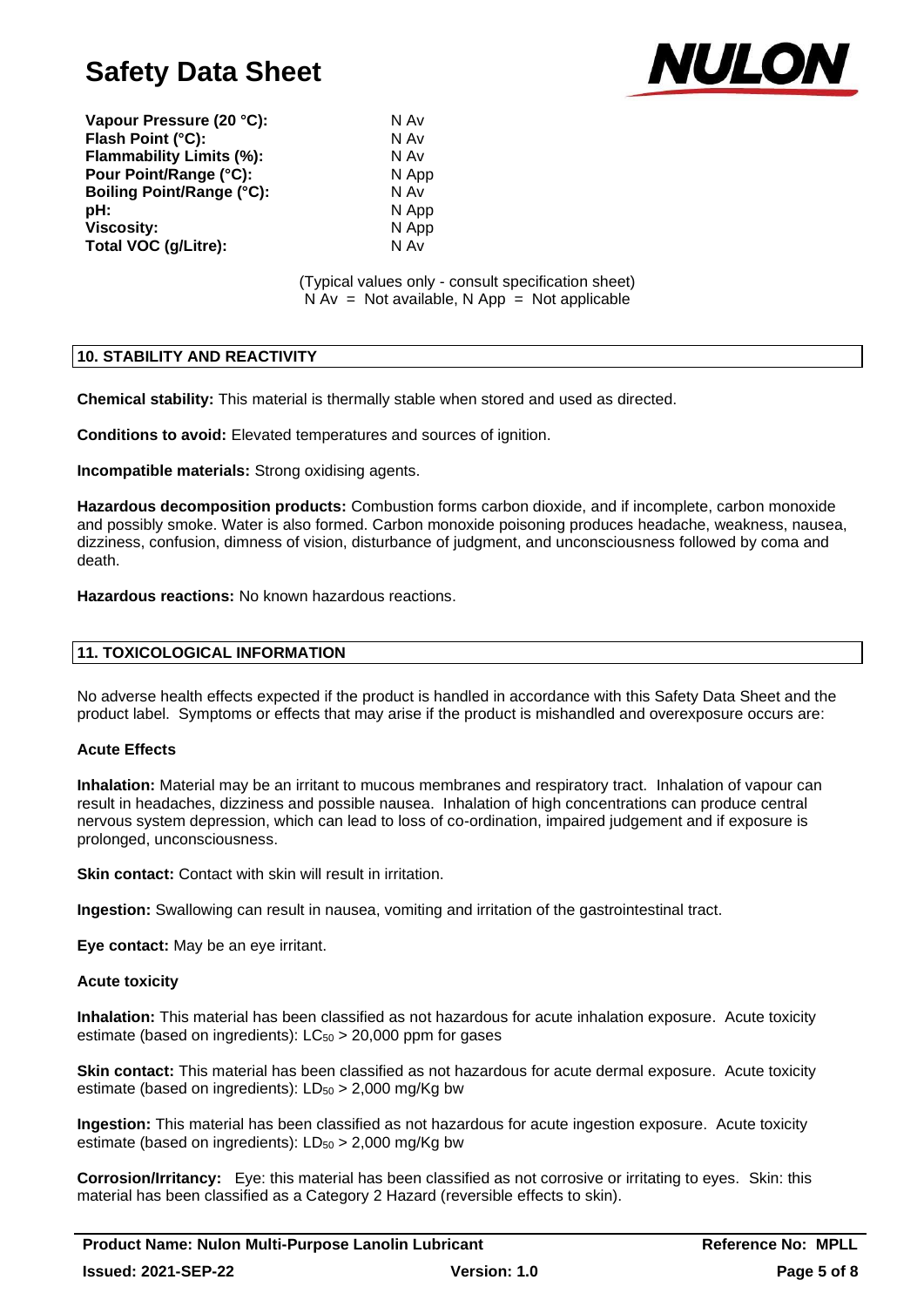| | |
|---|---|
| **Vapour Pressure (20 °C):** | N Av |
| **Flash Point (°C):** | N Av |
| **Flammability Limits (%):** | N Av |
| **Pour Point/Range (°C):** | N App |
| **Boiling Point/Range (°C):** | N Av |
| **pH:** | N App |
| **Viscosity:** | N App |
| **Total VOC (g/Litre):** | N Av |

(Typical values only - consult specification sheet)
N Av = Not available, N App = Not applicable

## 10. STABILITY AND REACTIVITY

**Chemical stability:** This material is thermally stable when stored and used as directed.

**Conditions to avoid:** Elevated temperatures and sources of ignition.

**Incompatible materials:** Strong oxidising agents.

**Hazardous decomposition products:** Combustion forms carbon dioxide, and if incomplete, carbon monoxide and possibly smoke. Water is also formed. Carbon monoxide poisoning produces headache, weakness, nausea, dizziness, confusion, dimness of vision, disturbance of judgment, and unconsciousness followed by coma and death.

**Hazardous reactions:** No known hazardous reactions.

## 11. TOXICOLOGICAL INFORMATION

No adverse health effects expected if the product is handled in accordance with this Safety Data Sheet and the product label. Symptoms or effects that may arise if the product is mishandled and overexposure occurs are:

**Acute Effects**

**Inhalation:** Material may be an irritant to mucous membranes and respiratory tract. Inhalation of vapour can result in headaches, dizziness and possible nausea. Inhalation of high concentrations can produce central nervous system depression, which can lead to loss of co-ordination, impaired judgement and if exposure is prolonged, unconsciousness.

**Skin contact:** Contact with skin will result in irritation.

**Ingestion:** Swallowing can result in nausea, vomiting and irritation of the gastrointestinal tract.

**Eye contact:** May be an eye irritant.

**Acute toxicity**

**Inhalation:** This material has been classified as not hazardous for acute inhalation exposure. Acute toxicity estimate (based on ingredients): $LC_{50}$ > 20,000 ppm for gases

**Skin contact:** This material has been classified as not hazardous for acute dermal exposure. Acute toxicity estimate (based on ingredients): $LD_{50}$ > 2,000 mg/Kg bw

**Ingestion:** This material has been classified as not hazardous for acute ingestion exposure. Acute toxicity estimate (based on ingredients): $LD_{50}$ > 2,000 mg/Kg bw

**Corrosion/Irritancy:** Eye: this material has been classified as not corrosive or irritating to eyes. Skin: this material has been classified as a Category 2 Hazard (reversible effects to skin).

**Product Name: Nulon Multi-Purpose Lanolin Lubricant** | **Reference No: MPLL**
**Issued: 2021-SEP-22** | **Version: 1.0**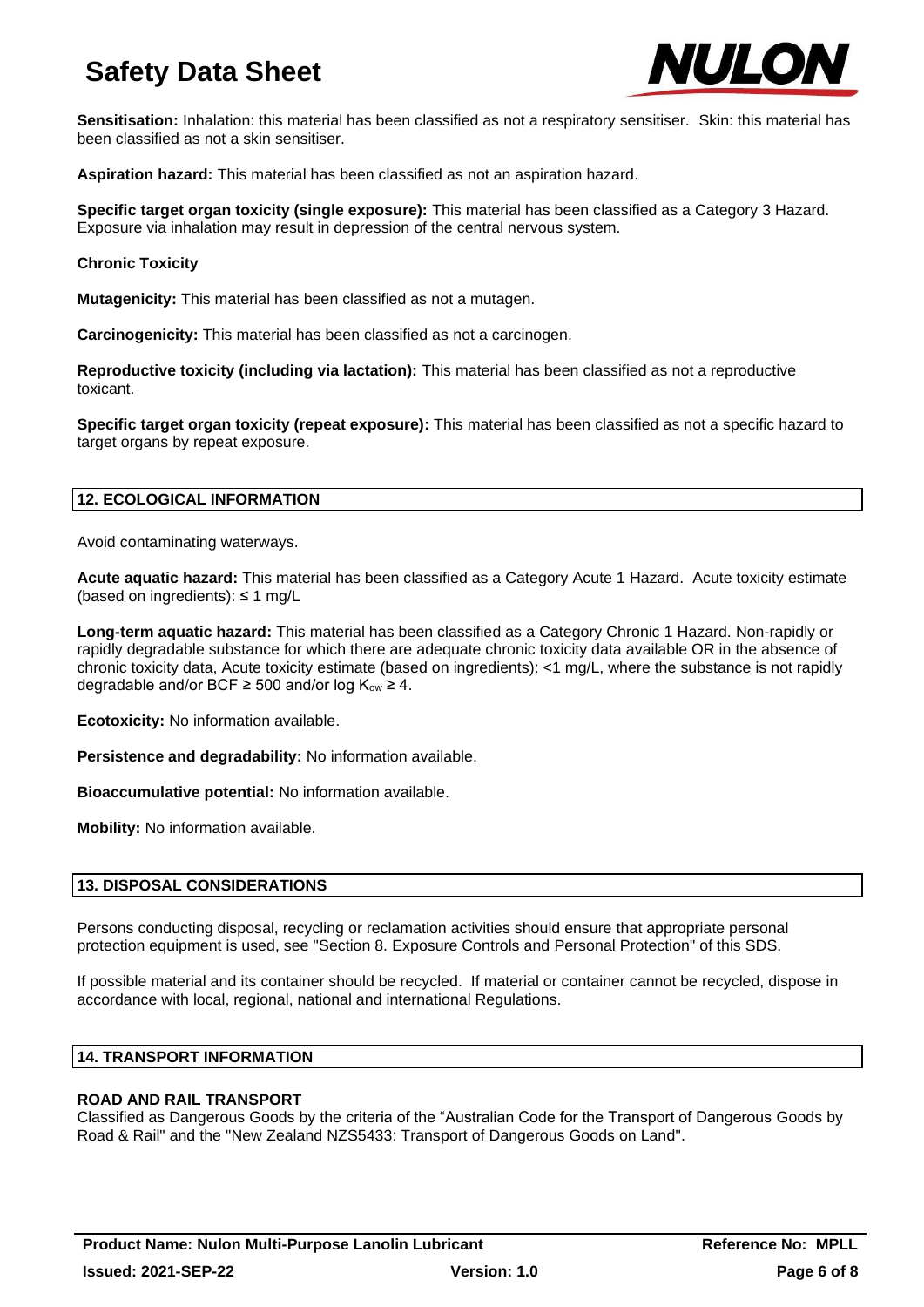**Sensitisation:** Inhalation: this material has been classified as not a respiratory sensitiser. Skin: this material has been classified as not a skin sensitiser.

**Aspiration hazard:** This material has been classified as not an aspiration hazard.

**Specific target organ toxicity (single exposure):** This material has been classified as a Category 3 Hazard. Exposure via inhalation may result in depression of the central nervous system.

**Chronic Toxicity**

**Mutagenicity:** This material has been classified as not a mutagen.

**Carcinogenicity:** This material has been classified as not a carcinogen.

**Reproductive toxicity (including via lactation):** This material has been classified as not a reproductive toxicant.

**Specific target organ toxicity (repeat exposure):** This material has been classified as not a specific hazard to target organs by repeat exposure.

## 12. ECOLOGICAL INFORMATION

Avoid contaminating waterways.

**Acute aquatic hazard:** This material has been classified as a Category Acute 1 Hazard. Acute toxicity estimate (based on ingredients): ≤ 1 mg/L

**Long-term aquatic hazard:** This material has been classified as a Category Chronic 1 Hazard. Non-rapidly or rapidly degradable substance for which there are adequate chronic toxicity data available OR in the absence of chronic toxicity data, Acute toxicity estimate (based on ingredients): <1 mg/L, where the substance is not rapidly degradable and/or BCF ≥ 500 and/or log $K_{ow}$ ≥ 4.

**Ecotoxicity:** No information available.

**Persistence and degradability:** No information available.

**Bioaccumulative potential:** No information available.

**Mobility:** No information available.

## 13. DISPOSAL CONSIDERATIONS

Persons conducting disposal, recycling or reclamation activities should ensure that appropriate personal protection equipment is used, see "Section 8. Exposure Controls and Personal Protection" of this SDS.

If possible material and its container should be recycled. If material or container cannot be recycled, dispose in accordance with local, regional, national and international Regulations.

## 14. TRANSPORT INFORMATION

**ROAD AND RAIL TRANSPORT**

Classified as Dangerous Goods by the criteria of the "Australian Code for the Transport of Dangerous Goods by Road & Rail" and the "New Zealand NZS5433: Transport of Dangerous Goods on Land".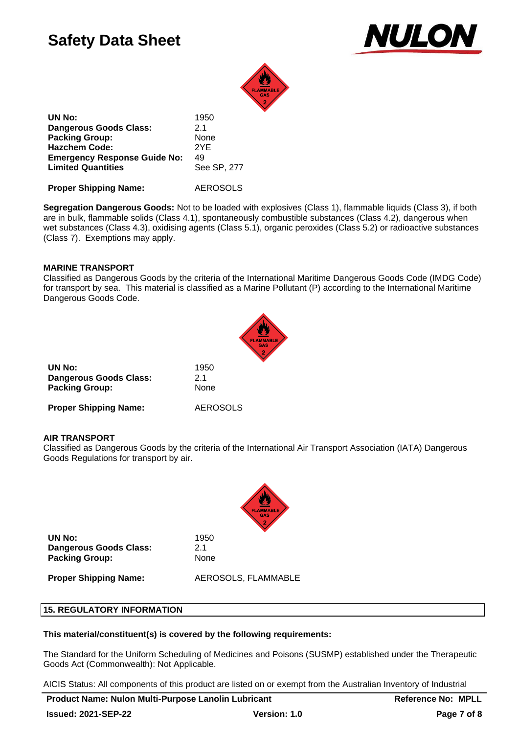| | |
|---|---|
| **UN No:** | 1950 |
| **Dangerous Goods Class:** | 2.1 |
| **Packing Group:** | None |
| **Hazchem Code:** | 2YE |
| **Emergency Response Guide No:** | 49 |
| **Limited Quantities** | See SP, 277 |
| **Proper Shipping Name:** | AEROSOLS |

**Segregation Dangerous Goods:** Not to be loaded with explosives (Class 1), flammable liquids (Class 3), if both are in bulk, flammable solids (Class 4.1), spontaneously combustible substances (Class 4.2), dangerous when wet substances (Class 4.3), oxidising agents (Class 5.1), organic peroxides (Class 5.2) or radioactive substances (Class 7). Exemptions may apply.

**MARINE TRANSPORT**

Classified as Dangerous Goods by the criteria of the International Maritime Dangerous Goods Code (IMDG Code) for transport by sea. This material is classified as a Marine Pollutant (P) according to the International Maritime Dangerous Goods Code.

| | |
|---|---|
| **UN No:** | 1950 |
| **Dangerous Goods Class:** | 2.1 |
| **Packing Group:** | None |
| **Proper Shipping Name:** | AEROSOLS |

**AIR TRANSPORT**

Classified as Dangerous Goods by the criteria of the International Air Transport Association (IATA) Dangerous Goods Regulations for transport by air.

| | |
|---|---|
| **UN No:** | 1950 |
| **Dangerous Goods Class:** | 2.1 |
| **Packing Group:** | None |
| **Proper Shipping Name:** | AEROSOLS, FLAMMABLE |

## 15. REGULATORY INFORMATION

**This material/constituent(s) is covered by the following requirements:**

The Standard for the Uniform Scheduling of Medicines and Poisons (SUSMP) established under the Therapeutic Goods Act (Commonwealth): Not Applicable.

AICIS Status: All components of this product are listed on or exempt from the Australian Inventory of Industrial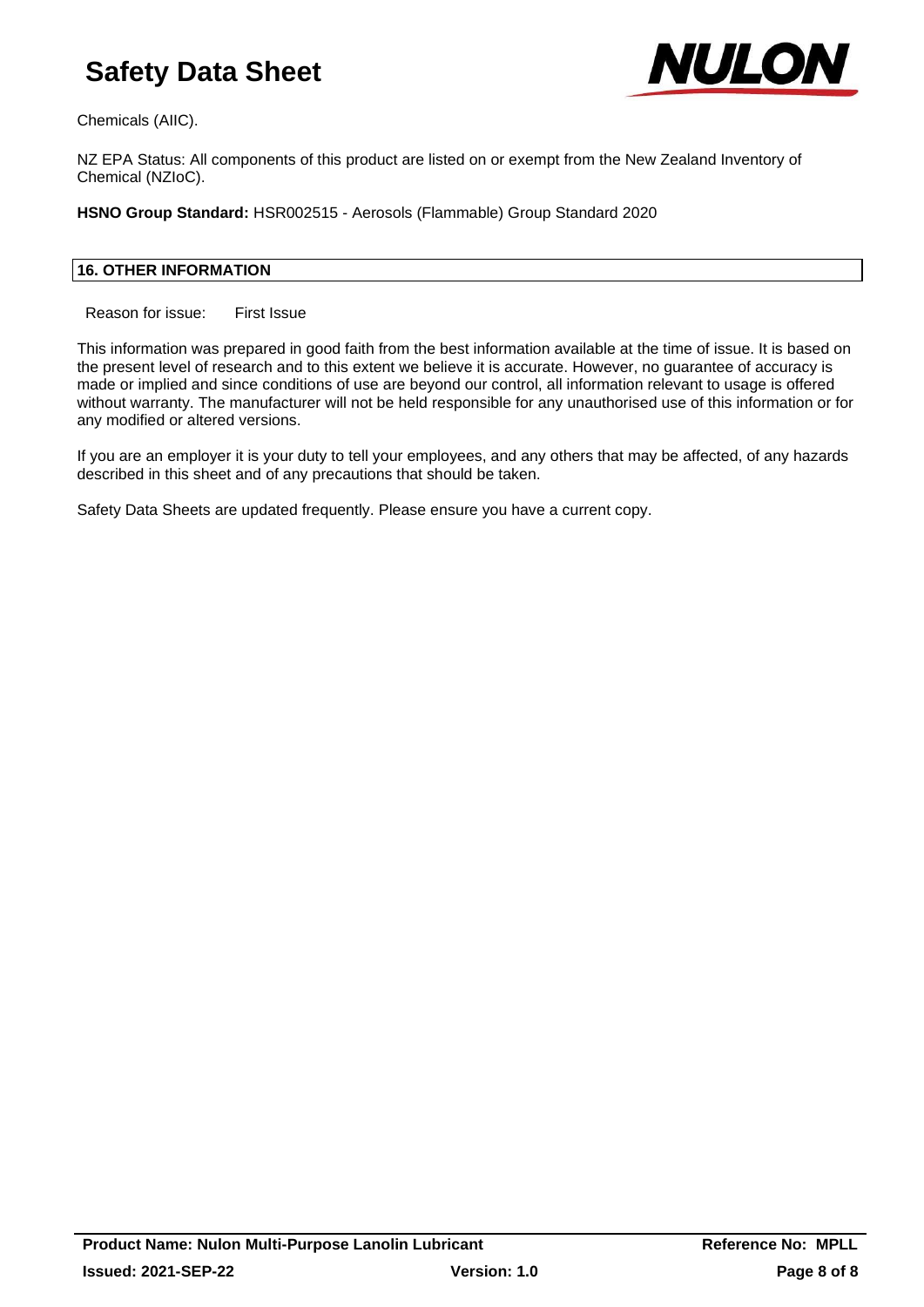Chemicals (AIIC).

NZ EPA Status: All components of this product are listed on or exempt from the New Zealand Inventory of Chemical (NZIoC).

**HSNO Group Standard:** HSR002515 - Aerosols (Flammable) Group Standard 2020

## 16. OTHER INFORMATION

Reason for issue: First Issue

This information was prepared in good faith from the best information available at the time of issue. It is based on the present level of research and to this extent we believe it is accurate. However, no guarantee of accuracy is made or implied and since conditions of use are beyond our control, all information relevant to usage is offered without warranty. The manufacturer will not be held responsible for any unauthorised use of this information or for any modified or altered versions.

If you are an employer it is your duty to tell your employees, and any others that may be affected, of any hazards described in this sheet and of any precautions that should be taken.

Safety Data Sheets are updated frequently. Please ensure you have a current copy.